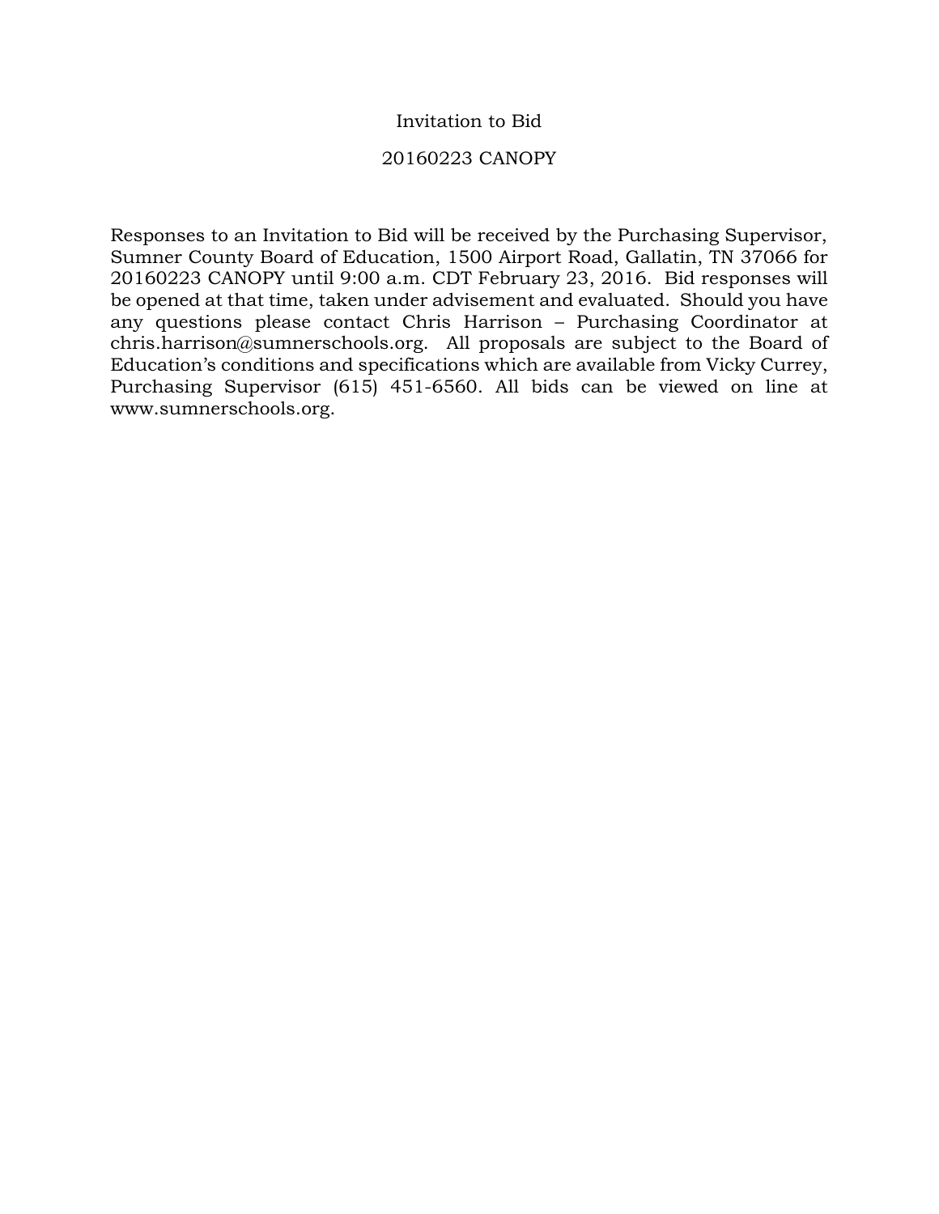# Invitation to Bid

## 20160223 CANOPY

Responses to an Invitation to Bid will be received by the Purchasing Supervisor, Sumner County Board of Education, 1500 Airport Road, Gallatin, TN 37066 for 20160223 CANOPY until 9:00 a.m. CDT February 23, 2016. Bid responses will be opened at that time, taken under advisement and evaluated. Should you have any questions please contact Chris Harrison – Purchasing Coordinator at chris.harrison@sumnerschools.org. All proposals are subject to the Board of Education's conditions and specifications which are available from Vicky Currey, Purchasing Supervisor (615) 451-6560. All bids can be viewed on line at www.sumnerschools.org.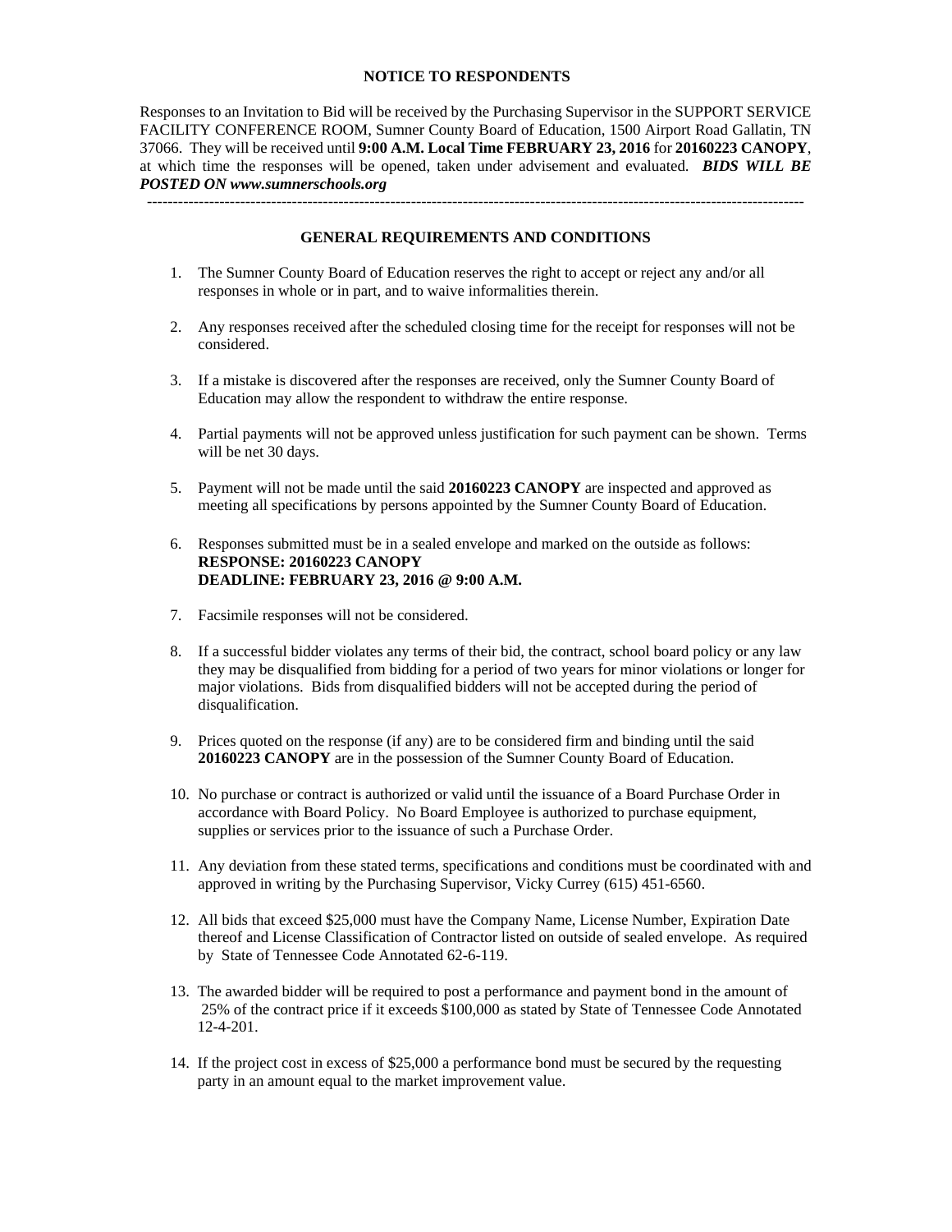**NOTICE TO RESPONDENTS**

Responses to an Invitation to Bid will be received by the Purchasing Supervisor in the SUPPORT SERVICE FACILITY CONFERENCE ROOM, Sumner County Board of Education, 1500 Airport Road Gallatin, TN 37066. They will be received until **9:00 A.M. Local Time FEBRUARY 23, 2016** for **20160223 CANOPY**, at which time the responses will be opened, taken under advisement and evaluated. ***BIDS WILL BE POSTED ON www.sumnerschools.org***

---

**GENERAL REQUIREMENTS AND CONDITIONS**

1. The Sumner County Board of Education reserves the right to accept or reject any and/or all responses in whole or in part, and to waive informalities therein.

2. Any responses received after the scheduled closing time for the receipt for responses will not be considered.

3. If a mistake is discovered after the responses are received, only the Sumner County Board of Education may allow the respondent to withdraw the entire response.

4. Partial payments will not be approved unless justification for such payment can be shown. Terms will be net 30 days.

5. Payment will not be made until the said **20160223 CANOPY** are inspected and approved as meeting all specifications by persons appointed by the Sumner County Board of Education.

6. Responses submitted must be in a sealed envelope and marked on the outside as follows:
   **RESPONSE: 20160223 CANOPY**
   **DEADLINE: FEBRUARY 23, 2016 @ 9:00 A.M.**

7. Facsimile responses will not be considered.

8. If a successful bidder violates any terms of their bid, the contract, school board policy or any law they may be disqualified from bidding for a period of two years for minor violations or longer for major violations. Bids from disqualified bidders will not be accepted during the period of disqualification.

9. Prices quoted on the response (if any) are to be considered firm and binding until the said **20160223 CANOPY** are in the possession of the Sumner County Board of Education.

10. No purchase or contract is authorized or valid until the issuance of a Board Purchase Order in accordance with Board Policy. No Board Employee is authorized to purchase equipment, supplies or services prior to the issuance of such a Purchase Order.

11. Any deviation from these stated terms, specifications and conditions must be coordinated with and approved in writing by the Purchasing Supervisor, Vicky Currey (615) 451-6560.

12. All bids that exceed $25,000 must have the Company Name, License Number, Expiration Date thereof and License Classification of Contractor listed on outside of sealed envelope. As required by State of Tennessee Code Annotated 62-6-119.

13. The awarded bidder will be required to post a performance and payment bond in the amount of 25% of the contract price if it exceeds $100,000 as stated by State of Tennessee Code Annotated 12-4-201.

14. If the project cost in excess of $25,000 a performance bond must be secured by the requesting party in an amount equal to the market improvement value.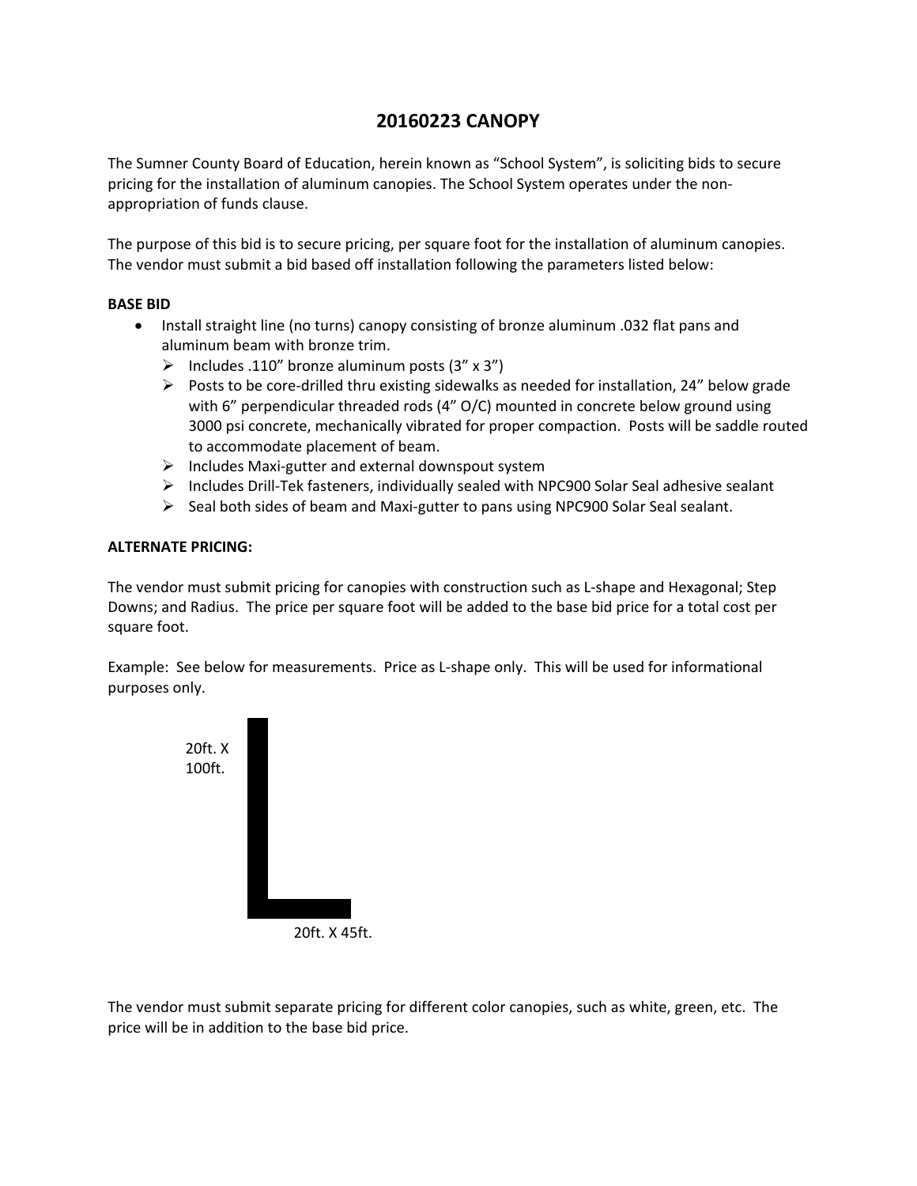# 20160223 CANOPY

The Sumner County Board of Education, herein known as "School System", is soliciting bids to secure pricing for the installation of aluminum canopies. The School System operates under the non-appropriation of funds clause.

The purpose of this bid is to secure pricing, per square foot for the installation of aluminum canopies. The vendor must submit a bid based off installation following the parameters listed below:

**BASE BID**

- Install straight line (no turns) canopy consisting of bronze aluminum .032 flat pans and aluminum beam with bronze trim.
  - Includes .110" bronze aluminum posts (3" x 3")
  - Posts to be core-drilled thru existing sidewalks as needed for installation, 24" below grade with 6" perpendicular threaded rods (4" O/C) mounted in concrete below ground using 3000 psi concrete, mechanically vibrated for proper compaction. Posts will be saddle routed to accommodate placement of beam.
  - Includes Maxi-gutter and external downspout system
  - Includes Drill-Tek fasteners, individually sealed with NPC900 Solar Seal adhesive sealant
  - Seal both sides of beam and Maxi-gutter to pans using NPC900 Solar Seal sealant.

**ALTERNATE PRICING:**

The vendor must submit pricing for canopies with construction such as L-shape and Hexagonal; Step Downs; and Radius. The price per square foot will be added to the base bid price for a total cost per square foot.

Example: See below for measurements. Price as L-shape only. This will be used for informational purposes only.

20ft. X 100ft.

20ft. X 45ft.

The vendor must submit separate pricing for different color canopies, such as white, green, etc. The price will be in addition to the base bid price.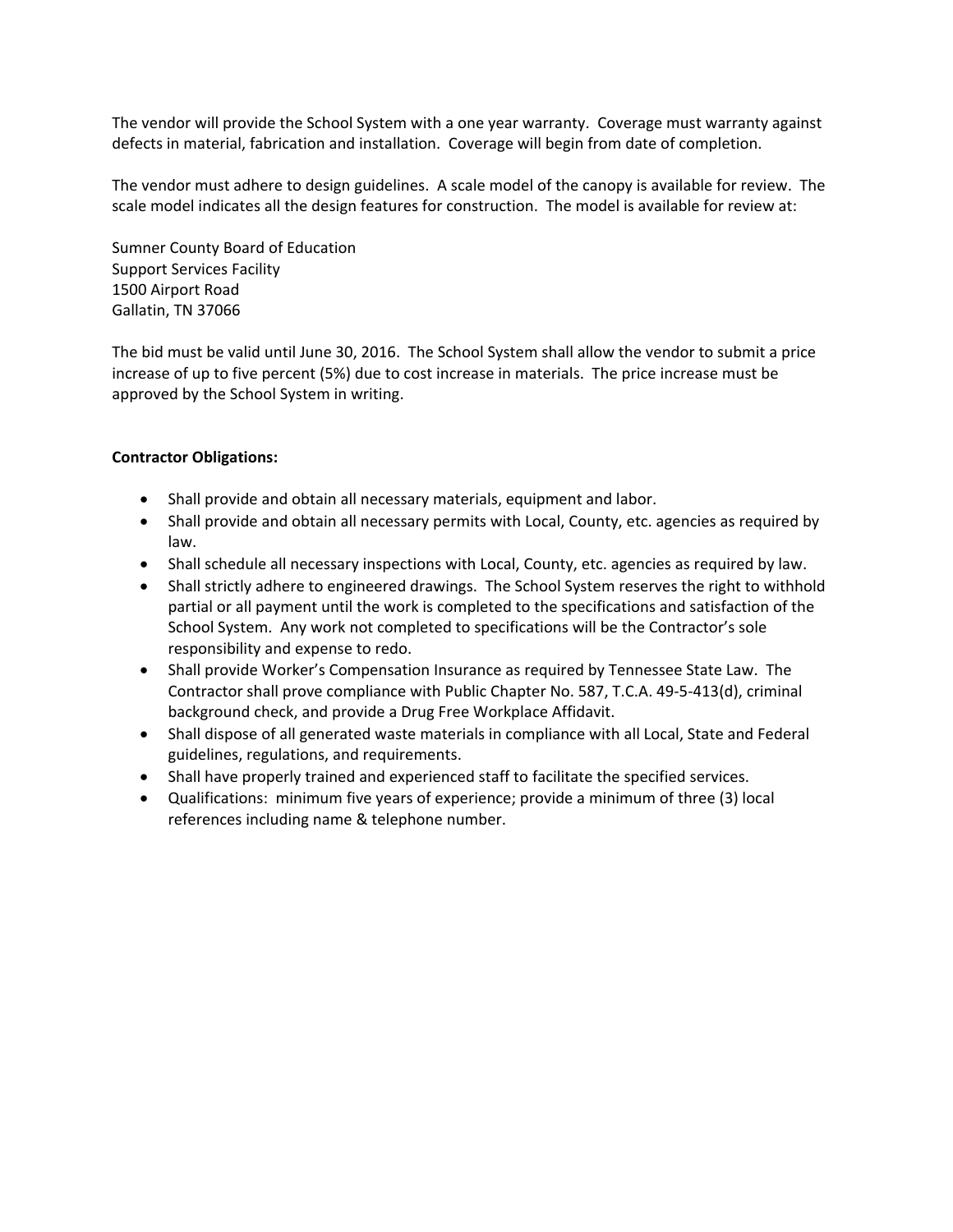The vendor will provide the School System with a one year warranty. Coverage must warranty against defects in material, fabrication and installation. Coverage will begin from date of completion.

The vendor must adhere to design guidelines. A scale model of the canopy is available for review. The scale model indicates all the design features for construction. The model is available for review at:

Sumner County Board of Education
Support Services Facility
1500 Airport Road
Gallatin, TN 37066

The bid must be valid until June 30, 2016. The School System shall allow the vendor to submit a price increase of up to five percent (5%) due to cost increase in materials. The price increase must be approved by the School System in writing.

**Contractor Obligations:**

- Shall provide and obtain all necessary materials, equipment and labor.
- Shall provide and obtain all necessary permits with Local, County, etc. agencies as required by law.
- Shall schedule all necessary inspections with Local, County, etc. agencies as required by law.
- Shall strictly adhere to engineered drawings. The School System reserves the right to withhold partial or all payment until the work is completed to the specifications and satisfaction of the School System. Any work not completed to specifications will be the Contractor's sole responsibility and expense to redo.
- Shall provide Worker's Compensation Insurance as required by Tennessee State Law. The Contractor shall prove compliance with Public Chapter No. 587, T.C.A. 49-5-413(d), criminal background check, and provide a Drug Free Workplace Affidavit.
- Shall dispose of all generated waste materials in compliance with all Local, State and Federal guidelines, regulations, and requirements.
- Shall have properly trained and experienced staff to facilitate the specified services.
- Qualifications: minimum five years of experience; provide a minimum of three (3) local references including name & telephone number.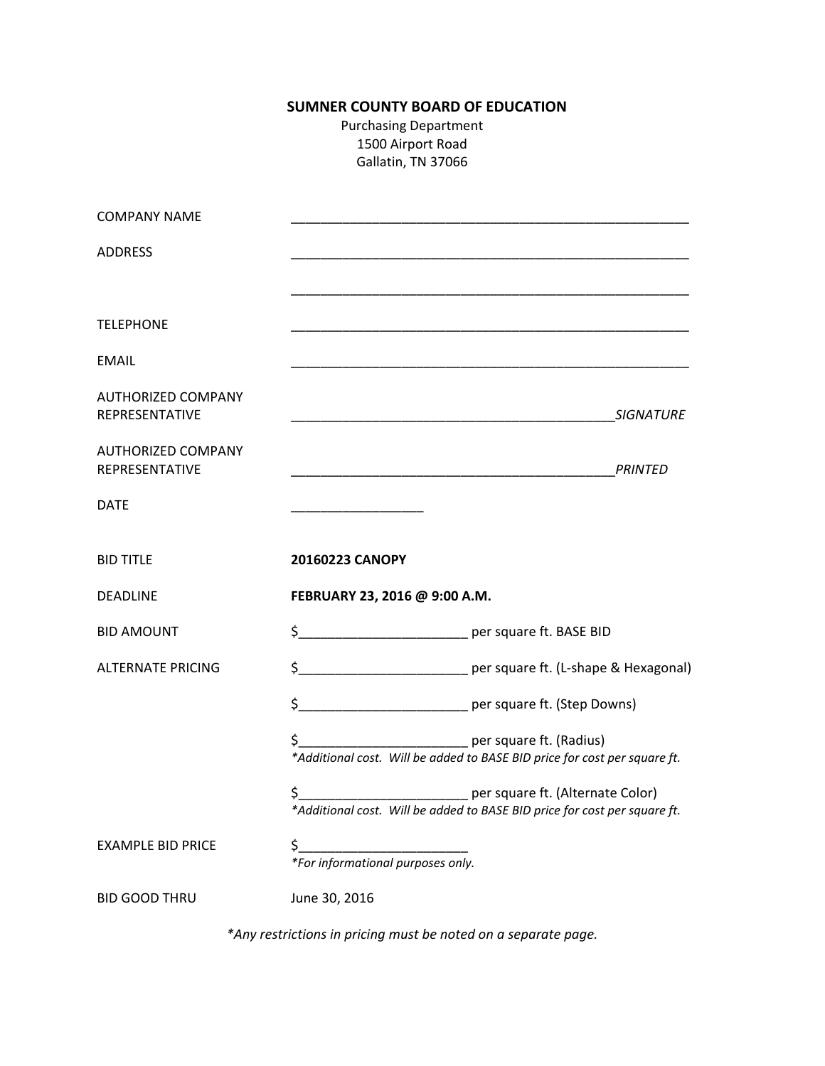**SUMNER COUNTY BOARD OF EDUCATION**
Purchasing Department
1500 Airport Road
Gallatin, TN 37066

| | |
|---|---|
| COMPANY NAME | _______________________________________________________ |
| ADDRESS | _______________________________________________________ |
| | _______________________________________________________ |
| TELEPHONE | _______________________________________________________ |
| EMAIL | _______________________________________________________ |
| AUTHORIZED COMPANY REPRESENTATIVE | _____________________________________________*SIGNATURE* |
| AUTHORIZED COMPANY REPRESENTATIVE | _____________________________________________*PRINTED* |
| DATE | __________________ |
| BID TITLE | **20160223 CANOPY** |
| DEADLINE | **FEBRUARY 23, 2016 @ 9:00 A.M.** |
| BID AMOUNT | $_______________________ per square ft. BASE BID |
| ALTERNATE PRICING | $_______________________ per square ft. (L-shape & Hexagonal) |
| | $_______________________ per square ft. (Step Downs) |
| | $_______________________ per square ft. (Radius) *\*Additional cost. Will be added to BASE BID price for cost per square ft.* |
| | $_______________________ per square ft. (Alternate Color) *\*Additional cost. Will be added to BASE BID price for cost per square ft.* |
| EXAMPLE BID PRICE | $_______________________ *\*For informational purposes only.* |
| BID GOOD THRU | June 30, 2016 |

*\*Any restrictions in pricing must be noted on a separate page.*